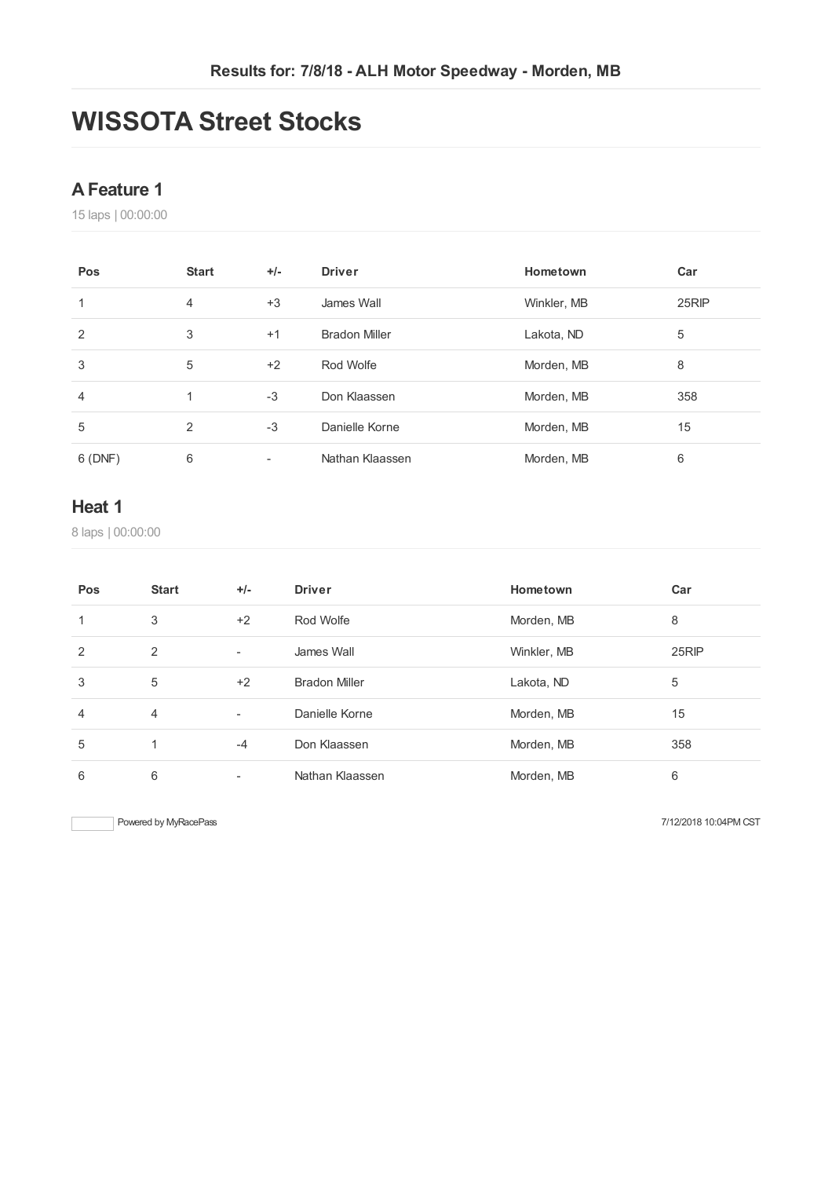**Results for: 7/8/18 - ALH Motor Speedway - Morden, MB**

# WISSOTA Street Stocks

## A Feature 1

15 laps | 00:00:00

| Pos | Start | +/- | Driver | Hometown | Car |
|---|---|---|---|---|---|
| 1 | 4 | +3 | James Wall | Winkler, MB | 25RIP |
| 2 | 3 | +1 | Bradon Miller | Lakota, ND | 5 |
| 3 | 5 | +2 | Rod Wolfe | Morden, MB | 8 |
| 4 | 1 | -3 | Don Klaassen | Morden, MB | 358 |
| 5 | 2 | -3 | Danielle Korne | Morden, MB | 15 |
| 6 (DNF) | 6 | - | Nathan Klaassen | Morden, MB | 6 |

## Heat 1

8 laps | 00:00:00

| Pos | Start | +/- | Driver | Hometown | Car |
|---|---|---|---|---|---|
| 1 | 3 | +2 | Rod Wolfe | Morden, MB | 8 |
| 2 | 2 | - | James Wall | Winkler, MB | 25RIP |
| 3 | 5 | +2 | Bradon Miller | Lakota, ND | 5 |
| 4 | 4 | - | Danielle Korne | Morden, MB | 15 |
| 5 | 1 | -4 | Don Klaassen | Morden, MB | 358 |
| 6 | 6 | - | Nathan Klaassen | Morden, MB | 6 |

Powered by MyRacePass

7/12/2018 10:04PM CST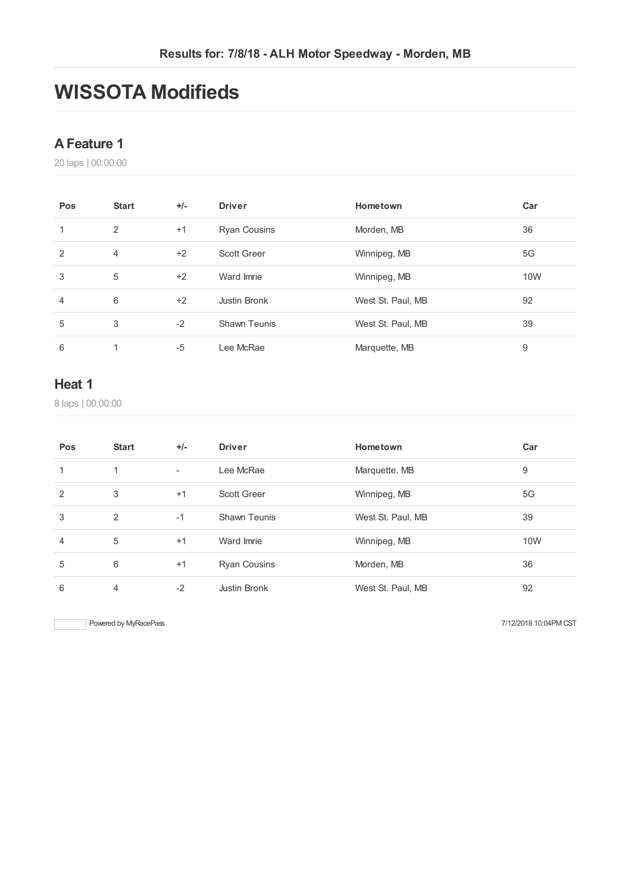Results for: 7/8/18 - ALH Motor Speedway - Morden, MB

# WISSOTA Modifieds

## A Feature 1

20 laps | 00:00:00

| Pos | Start | +/- | Driver | Hometown | Car |
|---|---|---|---|---|---|
| 1 | 2 | +1 | Ryan Cousins | Morden, MB | 36 |
| 2 | 4 | +2 | Scott Greer | Winnipeg, MB | 5G |
| 3 | 5 | +2 | Ward Imrie | Winnipeg, MB | 10W |
| 4 | 6 | +2 | Justin Bronk | West St. Paul, MB | 92 |
| 5 | 3 | -2 | Shawn Teunis | West St. Paul, MB | 39 |
| 6 | 1 | -5 | Lee McRae | Marquette, MB | 9 |

## Heat 1

8 laps | 00:00:00

| Pos | Start | +/- | Driver | Hometown | Car |
|---|---|---|---|---|---|
| 1 | 1 | - | Lee McRae | Marquette, MB | 9 |
| 2 | 3 | +1 | Scott Greer | Winnipeg, MB | 5G |
| 3 | 2 | -1 | Shawn Teunis | West St. Paul, MB | 39 |
| 4 | 5 | +1 | Ward Imrie | Winnipeg, MB | 10W |
| 5 | 6 | +1 | Ryan Cousins | Morden, MB | 36 |
| 6 | 4 | -2 | Justin Bronk | West St. Paul, MB | 92 |

Powered by MyRacePass

7/12/2018 10:04PM CST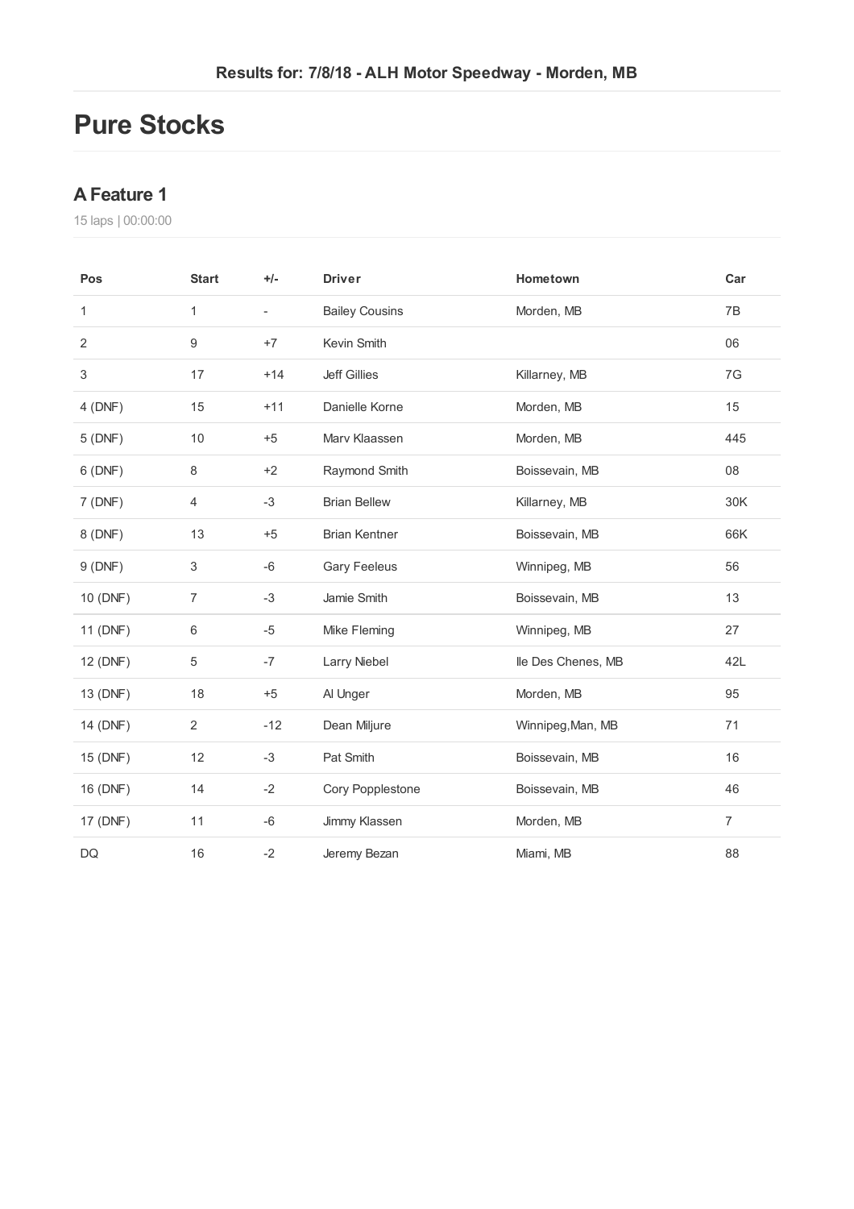Results for: 7/8/18 - ALH Motor Speedway - Morden, MB

# Pure Stocks

## A Feature 1

15 laps | 00:00:00

| Pos | Start | +/- | Driver | Hometown | Car |
|---|---|---|---|---|---|
| 1 | 1 | - | Bailey Cousins | Morden, MB | 7B |
| 2 | 9 | +7 | Kevin Smith | | 06 |
| 3 | 17 | +14 | Jeff Gillies | Killarney, MB | 7G |
| 4 (DNF) | 15 | +11 | Danielle Korne | Morden, MB | 15 |
| 5 (DNF) | 10 | +5 | Marv Klaassen | Morden, MB | 445 |
| 6 (DNF) | 8 | +2 | Raymond Smith | Boissevain, MB | 08 |
| 7 (DNF) | 4 | -3 | Brian Bellew | Killarney, MB | 30K |
| 8 (DNF) | 13 | +5 | Brian Kentner | Boissevain, MB | 66K |
| 9 (DNF) | 3 | -6 | Gary Feeleus | Winnipeg, MB | 56 |
| 10 (DNF) | 7 | -3 | Jamie Smith | Boissevain, MB | 13 |
| 11 (DNF) | 6 | -5 | Mike Fleming | Winnipeg, MB | 27 |
| 12 (DNF) | 5 | -7 | Larry Niebel | Ile Des Chenes, MB | 42L |
| 13 (DNF) | 18 | +5 | Al Unger | Morden, MB | 95 |
| 14 (DNF) | 2 | -12 | Dean Miljure | Winnipeg,Man, MB | 71 |
| 15 (DNF) | 12 | -3 | Pat Smith | Boissevain, MB | 16 |
| 16 (DNF) | 14 | -2 | Cory Popplestone | Boissevain, MB | 46 |
| 17 (DNF) | 11 | -6 | Jimmy Klassen | Morden, MB | 7 |
| DQ | 16 | -2 | Jeremy Bezan | Miami, MB | 88 |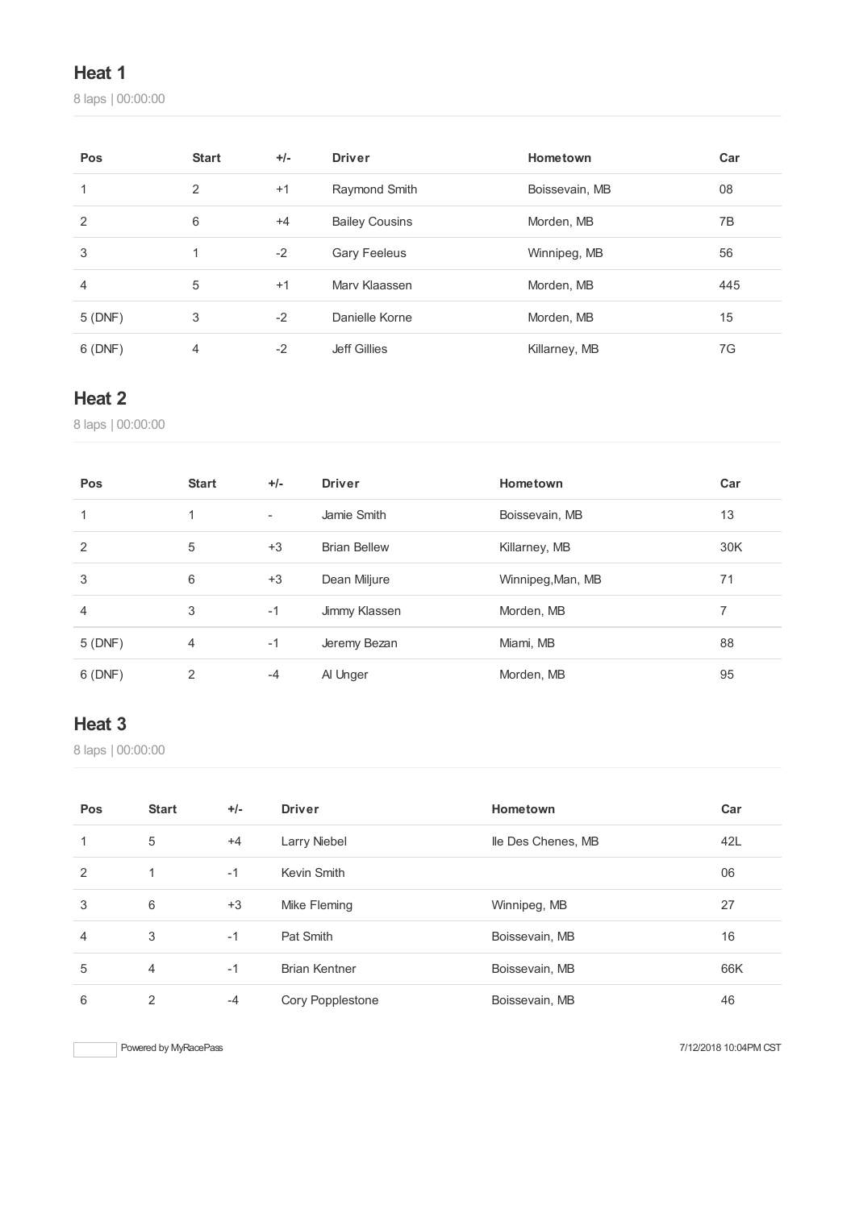## Heat 1

8 laps | 00:00:00

| Pos | Start | +/- | Driver | Hometown | Car |
|---|---|---|---|---|---|
| 1 | 2 | +1 | Raymond Smith | Boissevain, MB | 08 |
| 2 | 6 | +4 | Bailey Cousins | Morden, MB | 7B |
| 3 | 1 | -2 | Gary Feeleus | Winnipeg, MB | 56 |
| 4 | 5 | +1 | Marv Klaassen | Morden, MB | 445 |
| 5 (DNF) | 3 | -2 | Danielle Korne | Morden, MB | 15 |
| 6 (DNF) | 4 | -2 | Jeff Gillies | Killarney, MB | 7G |

## Heat 2

8 laps | 00:00:00

| Pos | Start | +/- | Driver | Hometown | Car |
|---|---|---|---|---|---|
| 1 | 1 | - | Jamie Smith | Boissevain, MB | 13 |
| 2 | 5 | +3 | Brian Bellew | Killarney, MB | 30K |
| 3 | 6 | +3 | Dean Miljure | Winnipeg,Man, MB | 71 |
| 4 | 3 | -1 | Jimmy Klassen | Morden, MB | 7 |
| 5 (DNF) | 4 | -1 | Jeremy Bezan | Miami, MB | 88 |
| 6 (DNF) | 2 | -4 | Al Unger | Morden, MB | 95 |

## Heat 3

8 laps | 00:00:00

| Pos | Start | +/- | Driver | Hometown | Car |
|---|---|---|---|---|---|
| 1 | 5 | +4 | Larry Niebel | Ile Des Chenes, MB | 42L |
| 2 | 1 | -1 | Kevin Smith | | 06 |
| 3 | 6 | +3 | Mike Fleming | Winnipeg, MB | 27 |
| 4 | 3 | -1 | Pat Smith | Boissevain, MB | 16 |
| 5 | 4 | -1 | Brian Kentner | Boissevain, MB | 66K |
| 6 | 2 | -4 | Cory Popplestone | Boissevain, MB | 46 |

Powered by MyRacePass

7/12/2018 10:04PM CST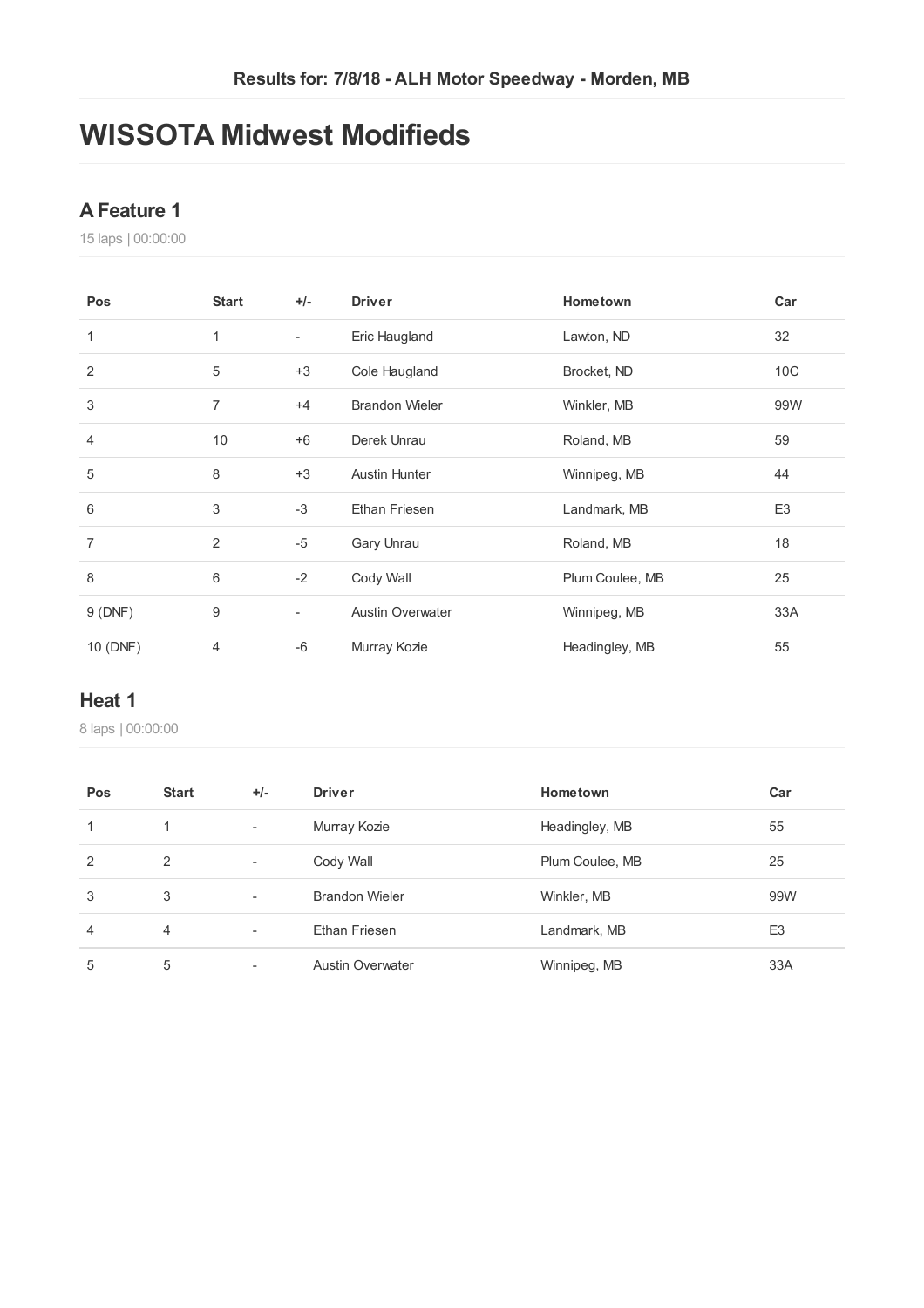Results for: 7/8/18 - ALH Motor Speedway - Morden, MB

# WISSOTA Midwest Modifieds

## A Feature 1

15 laps | 00:00:00

| Pos | Start | +/- | Driver | Hometown | Car |
|---|---|---|---|---|---|
| 1 | 1 | - | Eric Haugland | Lawton, ND | 32 |
| 2 | 5 | +3 | Cole Haugland | Brocket, ND | 10C |
| 3 | 7 | +4 | Brandon Wieler | Winkler, MB | 99W |
| 4 | 10 | +6 | Derek Unrau | Roland, MB | 59 |
| 5 | 8 | +3 | Austin Hunter | Winnipeg, MB | 44 |
| 6 | 3 | -3 | Ethan Friesen | Landmark, MB | E3 |
| 7 | 2 | -5 | Gary Unrau | Roland, MB | 18 |
| 8 | 6 | -2 | Cody Wall | Plum Coulee, MB | 25 |
| 9 (DNF) | 9 | - | Austin Overwater | Winnipeg, MB | 33A |
| 10 (DNF) | 4 | -6 | Murray Kozie | Headingley, MB | 55 |

## Heat 1

8 laps | 00:00:00

| Pos | Start | +/- | Driver | Hometown | Car |
|---|---|---|---|---|---|
| 1 | 1 | - | Murray Kozie | Headingley, MB | 55 |
| 2 | 2 | - | Cody Wall | Plum Coulee, MB | 25 |
| 3 | 3 | - | Brandon Wieler | Winkler, MB | 99W |
| 4 | 4 | - | Ethan Friesen | Landmark, MB | E3 |
| 5 | 5 | - | Austin Overwater | Winnipeg, MB | 33A |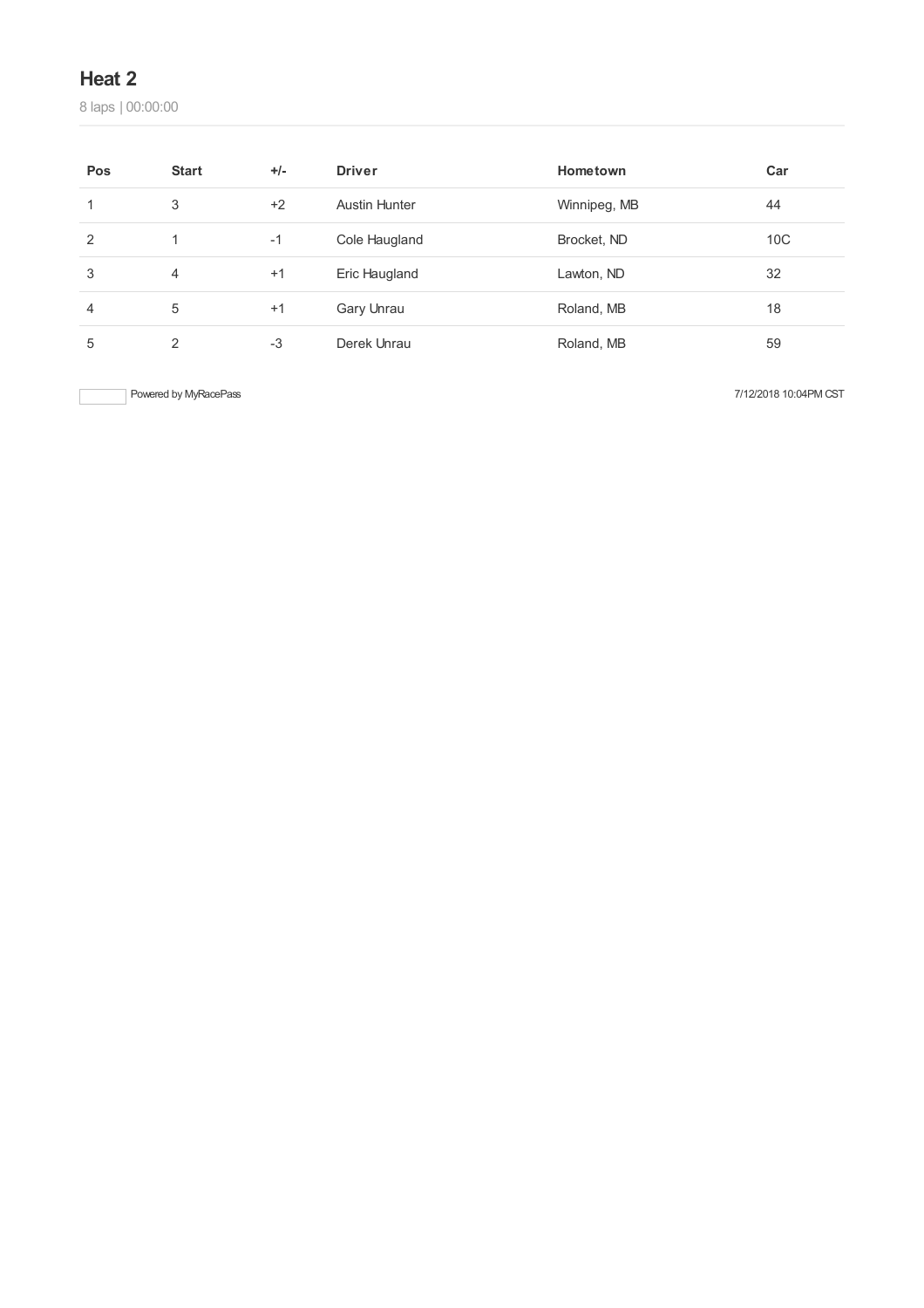## Heat 2

8 laps | 00:00:00

| Pos | Start | +/- | Driver | Hometown | Car |
|---|---|---|---|---|---|
| 1 | 3 | +2 | Austin Hunter | Winnipeg, MB | 44 |
| 2 | 1 | -1 | Cole Haugland | Brocket, ND | 10C |
| 3 | 4 | +1 | Eric Haugland | Lawton, ND | 32 |
| 4 | 5 | +1 | Gary Unrau | Roland, MB | 18 |
| 5 | 2 | -3 | Derek Unrau | Roland, MB | 59 |

Powered by MyRacePass

7/12/2018 10:04PM CST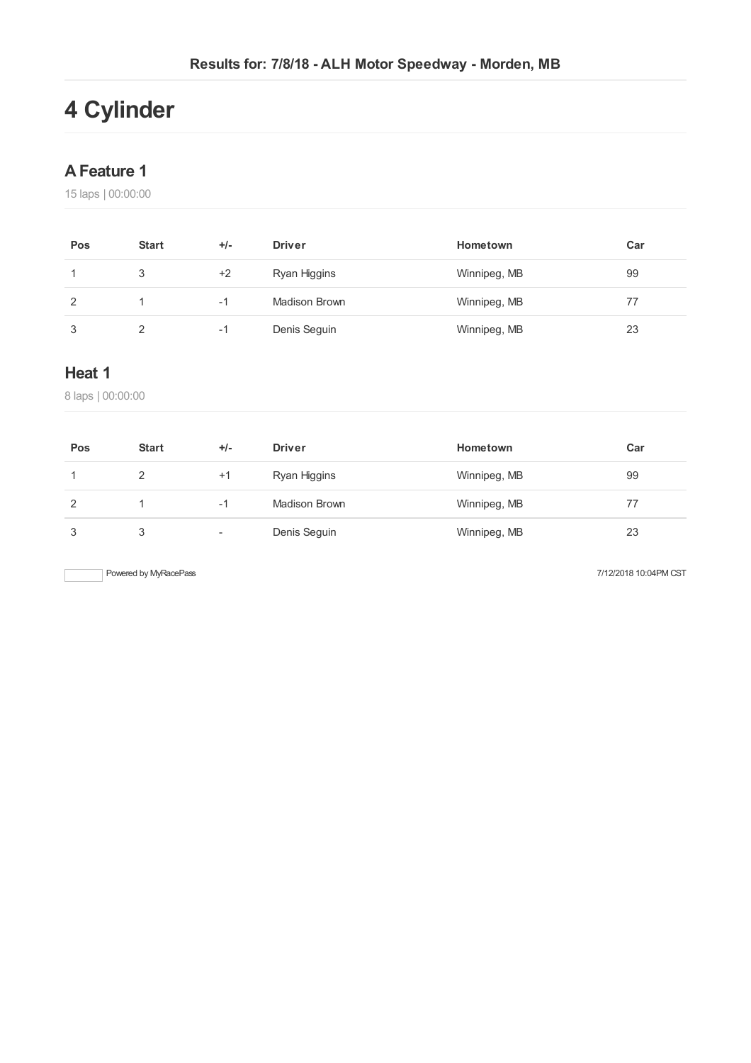Results for: 7/8/18 - ALH Motor Speedway - Morden, MB

# 4 Cylinder

## A Feature 1

15 laps | 00:00:00

| Pos | Start | +/- | Driver | Hometown | Car |
|---|---|---|---|---|---|
| 1 | 3 | +2 | Ryan Higgins | Winnipeg, MB | 99 |
| 2 | 1 | -1 | Madison Brown | Winnipeg, MB | 77 |
| 3 | 2 | -1 | Denis Seguin | Winnipeg, MB | 23 |

## Heat 1

8 laps | 00:00:00

| Pos | Start | +/- | Driver | Hometown | Car |
|---|---|---|---|---|---|
| 1 | 2 | +1 | Ryan Higgins | Winnipeg, MB | 99 |
| 2 | 1 | -1 | Madison Brown | Winnipeg, MB | 77 |
| 3 | 3 | - | Denis Seguin | Winnipeg, MB | 23 |

Powered by MyRacePass

7/12/2018 10:04PM CST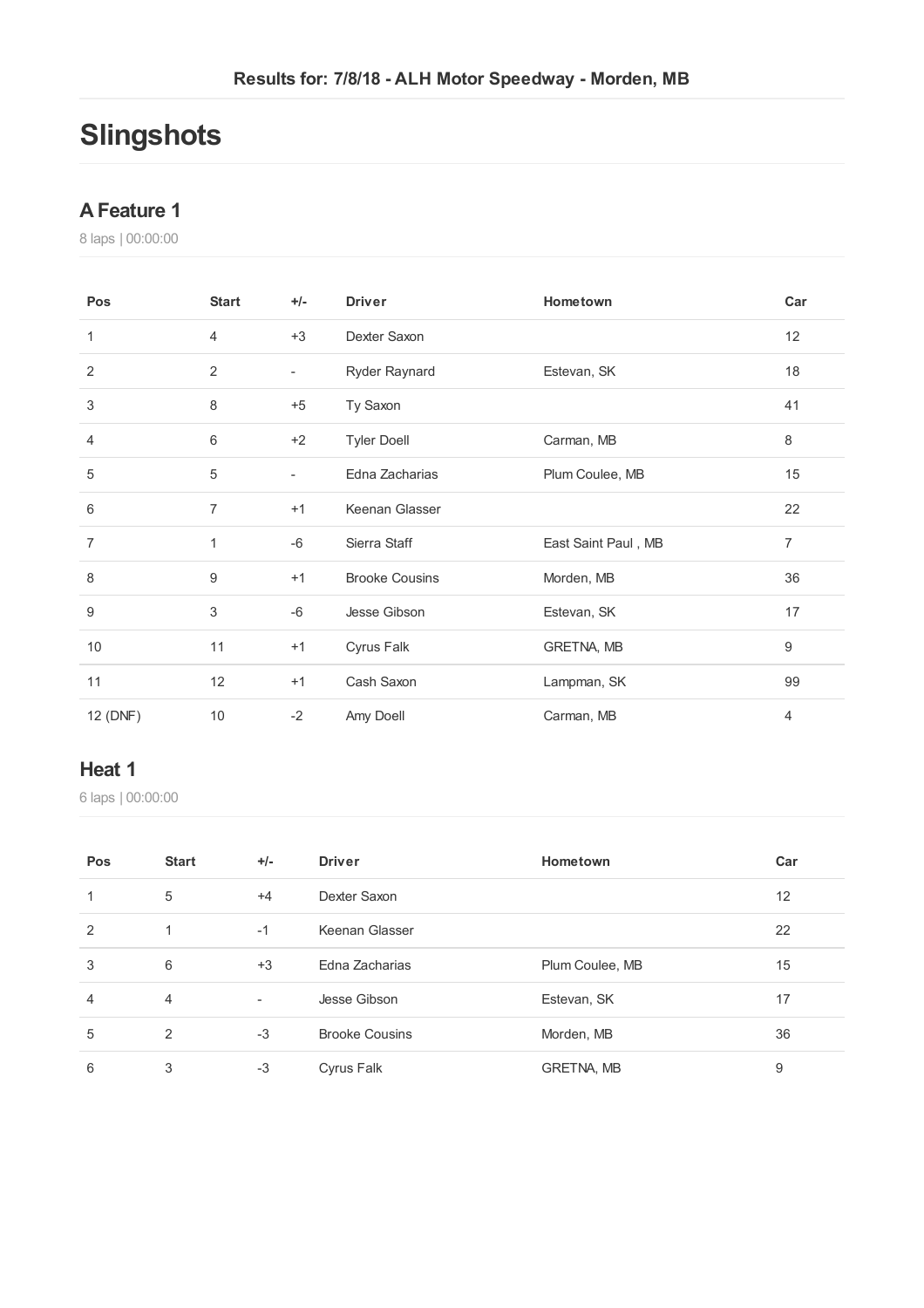Results for: 7/8/18 - ALH Motor Speedway - Morden, MB

# Slingshots

## A Feature 1

8 laps | 00:00:00

| Pos | Start | +/- | Driver | Hometown | Car |
| --- | --- | --- | --- | --- | --- |
| 1 | 4 | +3 | Dexter Saxon | | 12 |
| 2 | 2 | - | Ryder Raynard | Estevan, SK | 18 |
| 3 | 8 | +5 | Ty Saxon | | 41 |
| 4 | 6 | +2 | Tyler Doell | Carman, MB | 8 |
| 5 | 5 | - | Edna Zacharias | Plum Coulee, MB | 15 |
| 6 | 7 | +1 | Keenan Glasser | | 22 |
| 7 | 1 | -6 | Sierra Staff | East Saint Paul , MB | 7 |
| 8 | 9 | +1 | Brooke Cousins | Morden, MB | 36 |
| 9 | 3 | -6 | Jesse Gibson | Estevan, SK | 17 |
| 10 | 11 | +1 | Cyrus Falk | GRETNA, MB | 9 |
| 11 | 12 | +1 | Cash Saxon | Lampman, SK | 99 |
| 12 (DNF) | 10 | -2 | Amy Doell | Carman, MB | 4 |

## Heat 1

6 laps | 00:00:00

| Pos | Start | +/- | Driver | Hometown | Car |
| --- | --- | --- | --- | --- | --- |
| 1 | 5 | +4 | Dexter Saxon | | 12 |
| 2 | 1 | -1 | Keenan Glasser | | 22 |
| 3 | 6 | +3 | Edna Zacharias | Plum Coulee, MB | 15 |
| 4 | 4 | - | Jesse Gibson | Estevan, SK | 17 |
| 5 | 2 | -3 | Brooke Cousins | Morden, MB | 36 |
| 6 | 3 | -3 | Cyrus Falk | GRETNA, MB | 9 |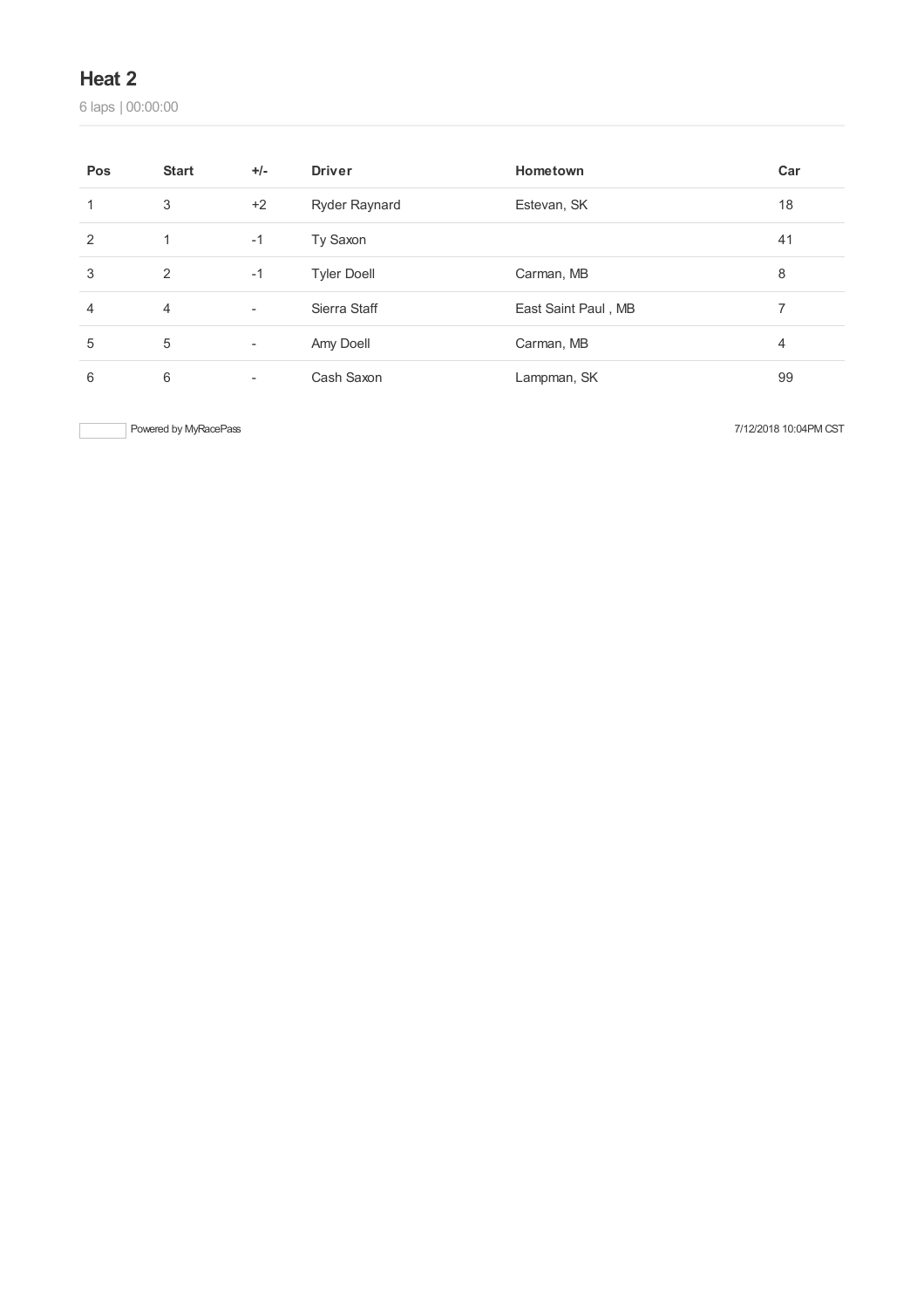## Heat 2

6 laps | 00:00:00

| Pos | Start | +/- | Driver | Hometown | Car |
|---|---|---|---|---|---|
| 1 | 3 | +2 | Ryder Raynard | Estevan, SK | 18 |
| 2 | 1 | -1 | Ty Saxon | | 41 |
| 3 | 2 | -1 | Tyler Doell | Carman, MB | 8 |
| 4 | 4 | - | Sierra Staff | East Saint Paul , MB | 7 |
| 5 | 5 | - | Amy Doell | Carman, MB | 4 |
| 6 | 6 | - | Cash Saxon | Lampman, SK | 99 |

Powered by MyRacePass

7/12/2018 10:04PM CST